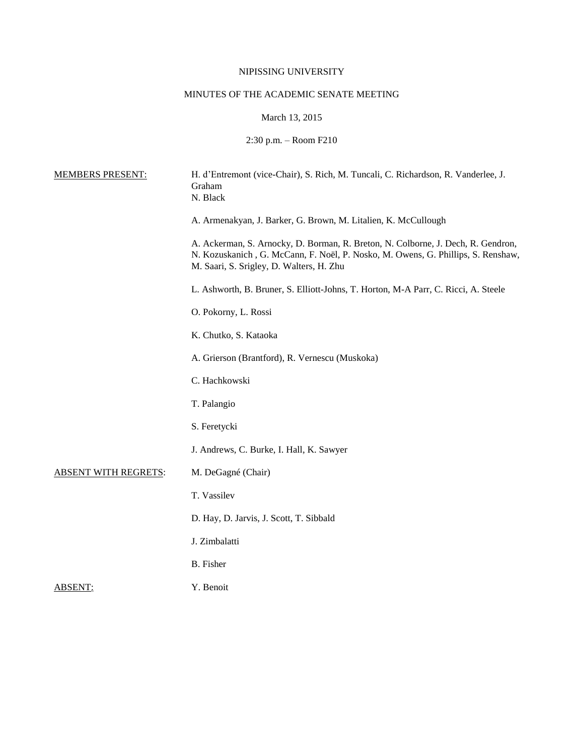NIPISSING UNIVERSITY

MINUTES OF THE ACADEMIC SENATE MEETING

March 13, 2015

2:30 p.m. – Room F210

| | |
|---|---|
| MEMBERS PRESENT: | H. d'Entremont (vice-Chair), S. Rich, M. Tuncali, C. Richardson, R. Vanderlee, J. Graham<br>N. Black |
| | A. Armenakyan, J. Barker, G. Brown, M. Litalien, K. McCullough |
| | A. Ackerman, S. Arnocky, D. Borman, R. Breton, N. Colborne, J. Dech, R. Gendron, N. Kozuskanich , G. McCann, F. Noël, P. Nosko, M. Owens, G. Phillips, S. Renshaw, M. Saari, S. Srigley, D. Walters, H. Zhu |
| | L. Ashworth, B. Bruner, S. Elliott-Johns, T. Horton, M-A Parr, C. Ricci, A. Steele |
| | O. Pokorny, L. Rossi |
| | K. Chutko, S. Kataoka |
| | A. Grierson (Brantford), R. Vernescu (Muskoka) |
| | C. Hachkowski |
| | T. Palangio |
| | S. Feretycki |
| | J. Andrews, C. Burke, I. Hall, K. Sawyer |
| ABSENT WITH REGRETS: | M. DeGagné (Chair) |
| | T. Vassilev |
| | D. Hay, D. Jarvis, J. Scott, T. Sibbald |
| | J. Zimbalatti |
| | B. Fisher |
| ABSENT: | Y. Benoit |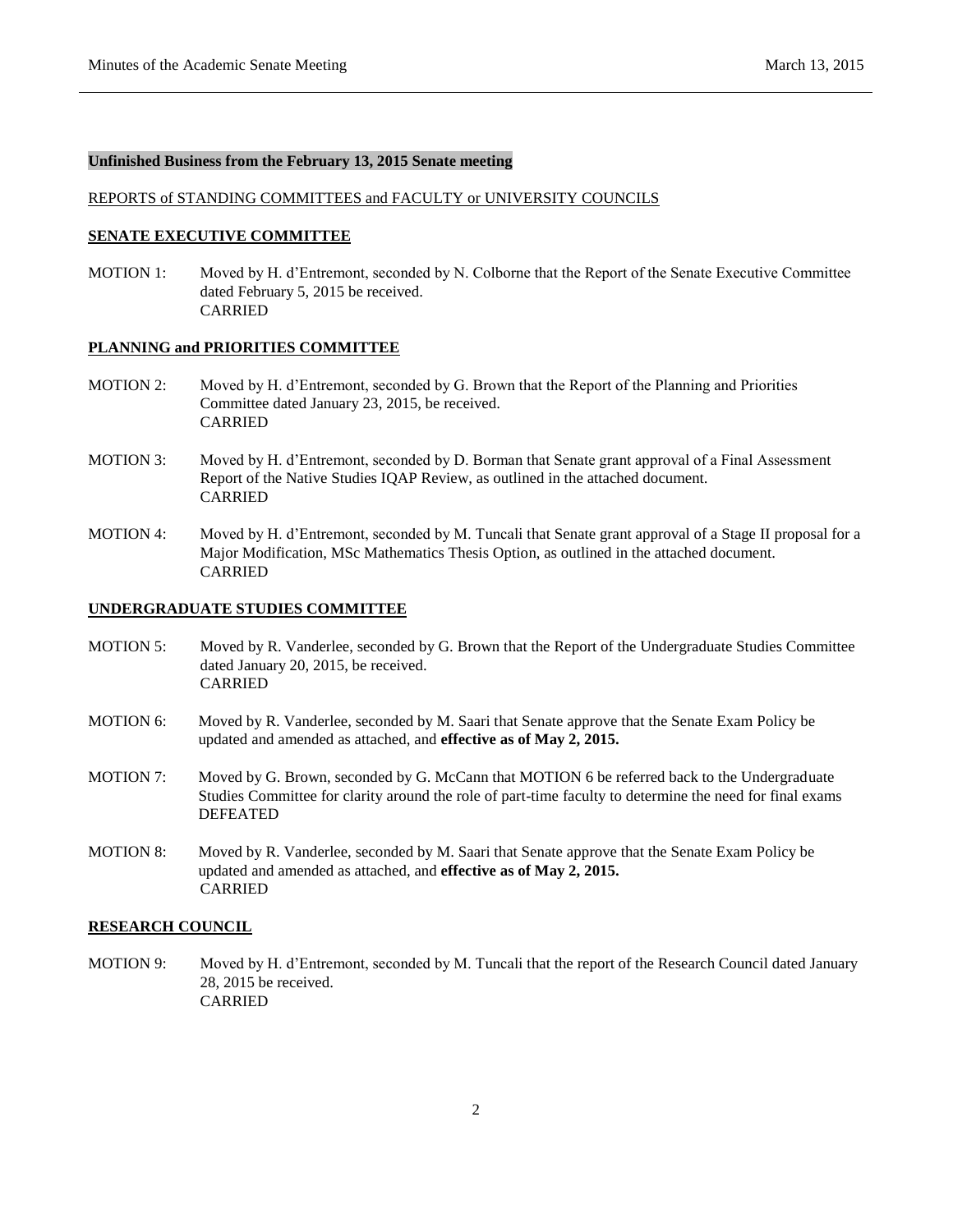**Unfinished Business from the February 13, 2015 Senate meeting**

REPORTS of STANDING COMMITTEES and FACULTY or UNIVERSITY COUNCILS

**SENATE EXECUTIVE COMMITTEE**

MOTION 1: Moved by H. d'Entremont, seconded by N. Colborne that the Report of the Senate Executive Committee dated February 5, 2015 be received.
CARRIED

**PLANNING and PRIORITIES COMMITTEE**

MOTION 2: Moved by H. d'Entremont, seconded by G. Brown that the Report of the Planning and Priorities Committee dated January 23, 2015, be received.
CARRIED

MOTION 3: Moved by H. d'Entremont, seconded by D. Borman that Senate grant approval of a Final Assessment Report of the Native Studies IQAP Review, as outlined in the attached document.
CARRIED

MOTION 4: Moved by H. d'Entremont, seconded by M. Tuncali that Senate grant approval of a Stage II proposal for a Major Modification, MSc Mathematics Thesis Option, as outlined in the attached document.
CARRIED

**UNDERGRADUATE STUDIES COMMITTEE**

MOTION 5: Moved by R. Vanderlee, seconded by G. Brown that the Report of the Undergraduate Studies Committee dated January 20, 2015, be received.
CARRIED

MOTION 6: Moved by R. Vanderlee, seconded by M. Saari that Senate approve that the Senate Exam Policy be updated and amended as attached, and **effective as of May 2, 2015.**

MOTION 7: Moved by G. Brown, seconded by G. McCann that MOTION 6 be referred back to the Undergraduate Studies Committee for clarity around the role of part-time faculty to determine the need for final exams
DEFEATED

MOTION 8: Moved by R. Vanderlee, seconded by M. Saari that Senate approve that the Senate Exam Policy be updated and amended as attached, and **effective as of May 2, 2015.**
CARRIED

**RESEARCH COUNCIL**

MOTION 9: Moved by H. d'Entremont, seconded by M. Tuncali that the report of the Research Council dated January 28, 2015 be received.
CARRIED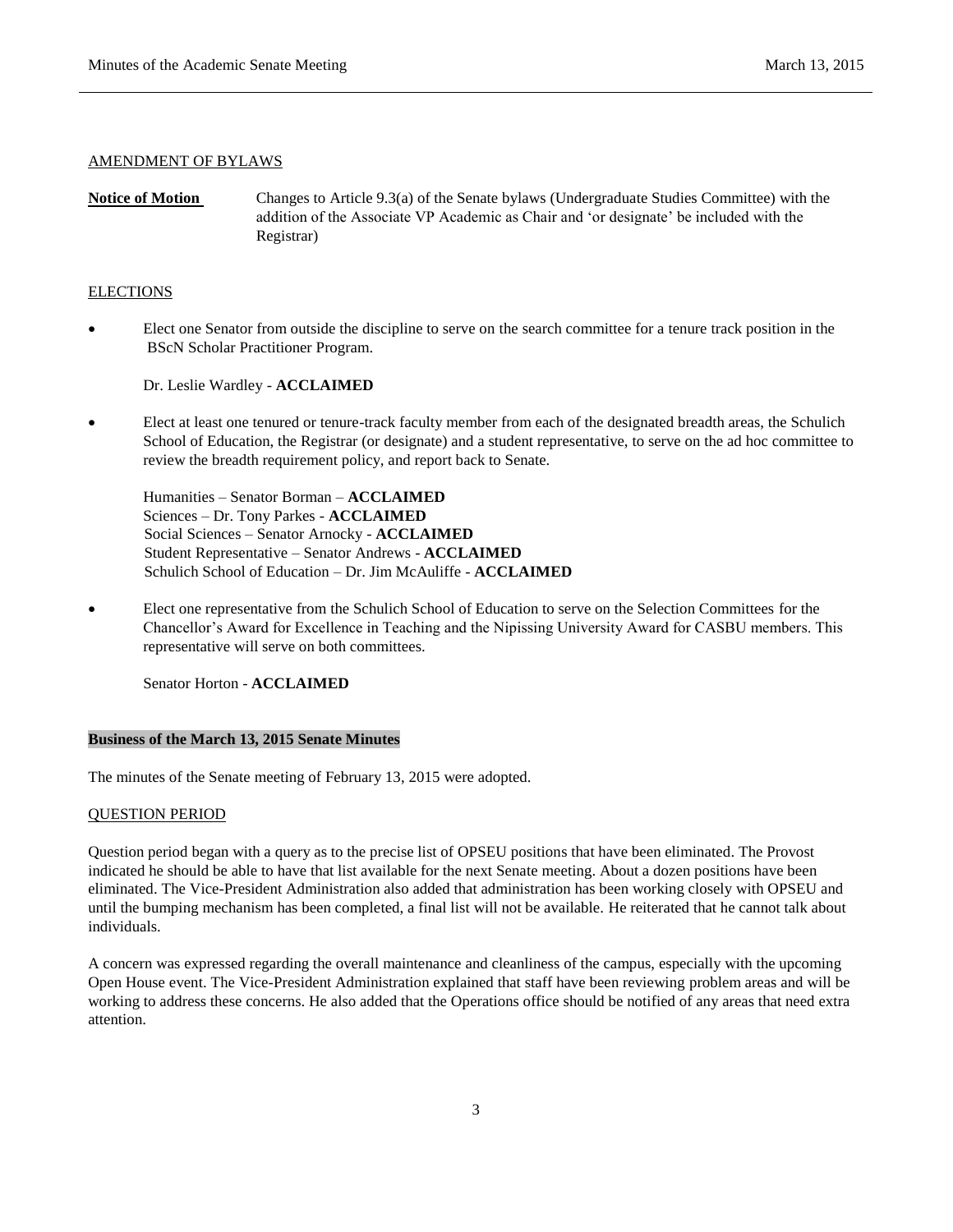## AMENDMENT OF BYLAWS

**Notice of Motion** Changes to Article 9.3(a) of the Senate bylaws (Undergraduate Studies Committee) with the addition of the Associate VP Academic as Chair and 'or designate' be included with the Registrar)

## ELECTIONS

- Elect one Senator from outside the discipline to serve on the search committee for a tenure track position in the BScN Scholar Practitioner Program.

  Dr. Leslie Wardley - **ACCLAIMED**

- Elect at least one tenured or tenure-track faculty member from each of the designated breadth areas, the Schulich School of Education, the Registrar (or designate) and a student representative, to serve on the ad hoc committee to review the breadth requirement policy, and report back to Senate.

  Humanities – Senator Borman – **ACCLAIMED**
  Sciences – Dr. Tony Parkes - **ACCLAIMED**
  Social Sciences – Senator Arnocky - **ACCLAIMED**
  Student Representative – Senator Andrews - **ACCLAIMED**
  Schulich School of Education – Dr. Jim McAuliffe - **ACCLAIMED**

- Elect one representative from the Schulich School of Education to serve on the Selection Committees for the Chancellor's Award for Excellence in Teaching and the Nipissing University Award for CASBU members. This representative will serve on both committees.

  Senator Horton - **ACCLAIMED**

**Business of the March 13, 2015 Senate Minutes**

The minutes of the Senate meeting of February 13, 2015 were adopted.

## QUESTION PERIOD

Question period began with a query as to the precise list of OPSEU positions that have been eliminated. The Provost indicated he should be able to have that list available for the next Senate meeting. About a dozen positions have been eliminated. The Vice-President Administration also added that administration has been working closely with OPSEU and until the bumping mechanism has been completed, a final list will not be available. He reiterated that he cannot talk about individuals.

A concern was expressed regarding the overall maintenance and cleanliness of the campus, especially with the upcoming Open House event. The Vice-President Administration explained that staff have been reviewing problem areas and will be working to address these concerns. He also added that the Operations office should be notified of any areas that need extra attention.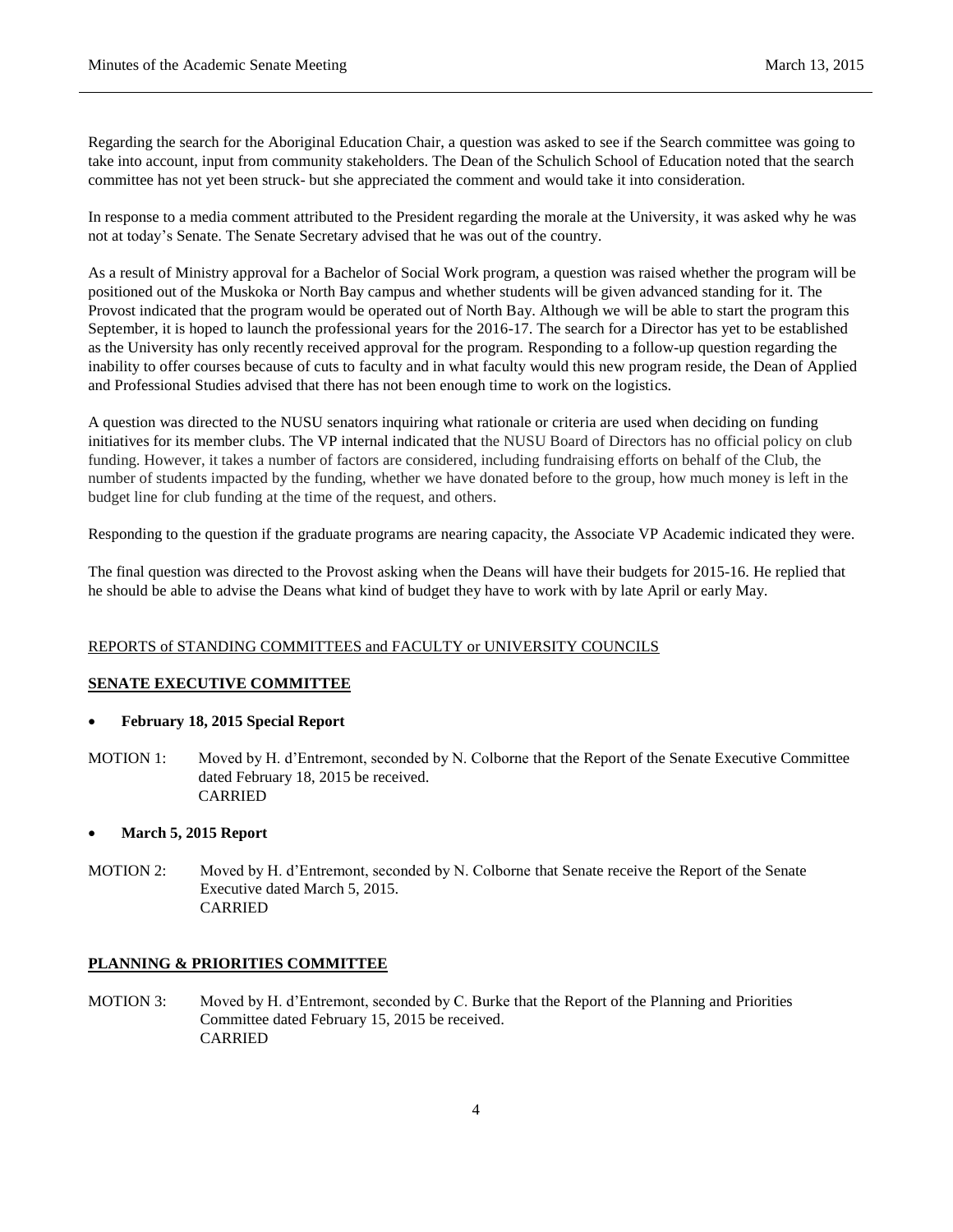Regarding the search for the Aboriginal Education Chair, a question was asked to see if the Search committee was going to take into account, input from community stakeholders. The Dean of the Schulich School of Education noted that the search committee has not yet been struck- but she appreciated the comment and would take it into consideration.

In response to a media comment attributed to the President regarding the morale at the University, it was asked why he was not at today's Senate. The Senate Secretary advised that he was out of the country.

As a result of Ministry approval for a Bachelor of Social Work program, a question was raised whether the program will be positioned out of the Muskoka or North Bay campus and whether students will be given advanced standing for it. The Provost indicated that the program would be operated out of North Bay. Although we will be able to start the program this September, it is hoped to launch the professional years for the 2016-17. The search for a Director has yet to be established as the University has only recently received approval for the program. Responding to a follow-up question regarding the inability to offer courses because of cuts to faculty and in what faculty would this new program reside, the Dean of Applied and Professional Studies advised that there has not been enough time to work on the logistics.

A question was directed to the NUSU senators inquiring what rationale or criteria are used when deciding on funding initiatives for its member clubs. The VP internal indicated that the NUSU Board of Directors has no official policy on club funding. However, it takes a number of factors are considered, including fundraising efforts on behalf of the Club, the number of students impacted by the funding, whether we have donated before to the group, how much money is left in the budget line for club funding at the time of the request, and others.

Responding to the question if the graduate programs are nearing capacity, the Associate VP Academic indicated they were.

The final question was directed to the Provost asking when the Deans will have their budgets for 2015-16. He replied that he should be able to advise the Deans what kind of budget they have to work with by late April or early May.

## REPORTS of STANDING COMMITTEES and FACULTY or UNIVERSITY COUNCILS

### SENATE EXECUTIVE COMMITTEE

- **February 18, 2015 Special Report**

MOTION 1: Moved by H. d'Entremont, seconded by N. Colborne that the Report of the Senate Executive Committee dated February 18, 2015 be received.
CARRIED

- **March 5, 2015 Report**

MOTION 2: Moved by H. d'Entremont, seconded by N. Colborne that Senate receive the Report of the Senate Executive dated March 5, 2015.
CARRIED

### PLANNING & PRIORITIES COMMITTEE

MOTION 3: Moved by H. d'Entremont, seconded by C. Burke that the Report of the Planning and Priorities Committee dated February 15, 2015 be received.
CARRIED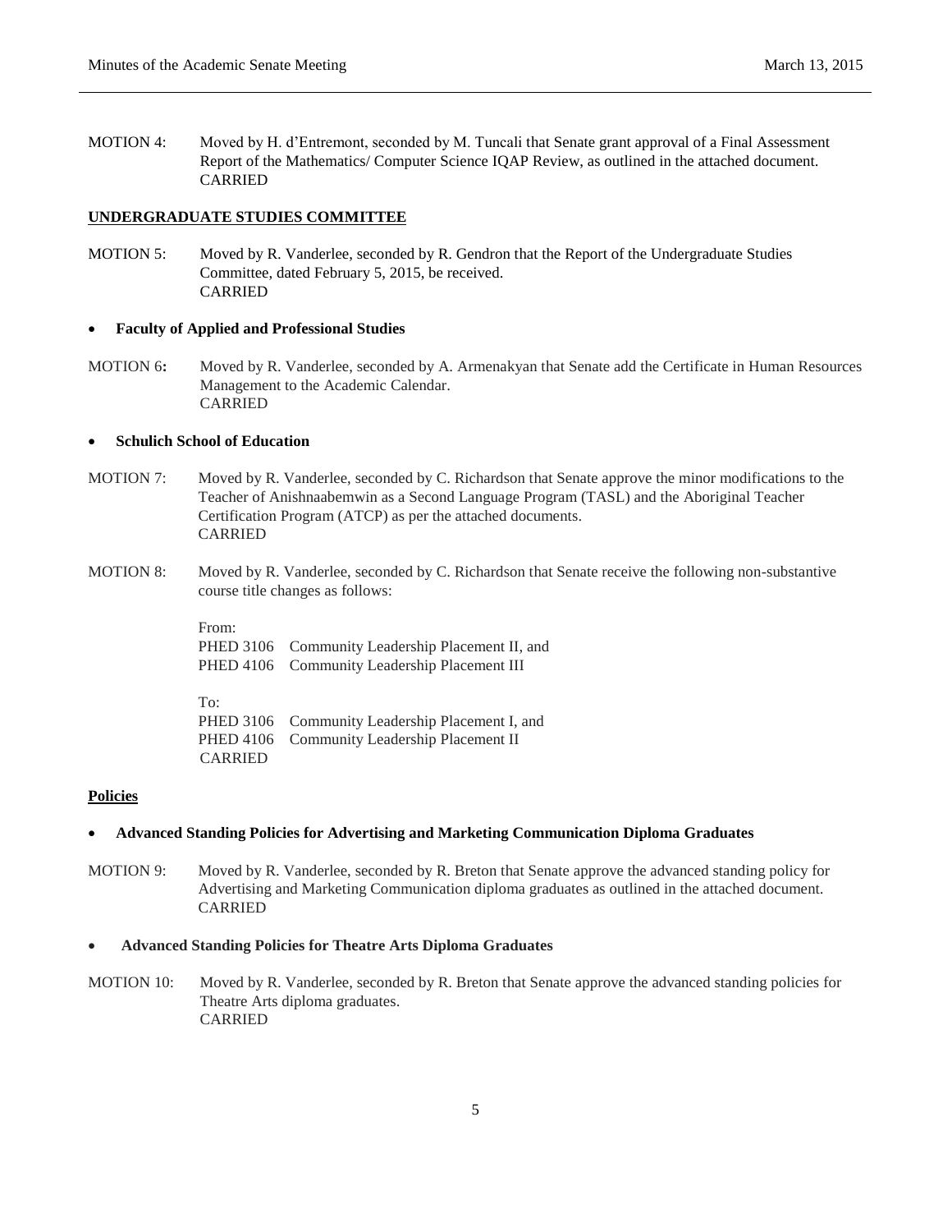MOTION 4: Moved by H. d'Entremont, seconded by M. Tuncali that Senate grant approval of a Final Assessment Report of the Mathematics/ Computer Science IQAP Review, as outlined in the attached document.
CARRIED

**UNDERGRADUATE STUDIES COMMITTEE**

MOTION 5: Moved by R. Vanderlee, seconded by R. Gendron that the Report of the Undergraduate Studies Committee, dated February 5, 2015, be received.
CARRIED

- **Faculty of Applied and Professional Studies**

MOTION 6**:** Moved by R. Vanderlee, seconded by A. Armenakyan that Senate add the Certificate in Human Resources Management to the Academic Calendar.
CARRIED

- **Schulich School of Education**

MOTION 7: Moved by R. Vanderlee, seconded by C. Richardson that Senate approve the minor modifications to the Teacher of Anishnaabemwin as a Second Language Program (TASL) and the Aboriginal Teacher Certification Program (ATCP) as per the attached documents.
CARRIED

MOTION 8: Moved by R. Vanderlee, seconded by C. Richardson that Senate receive the following non-substantive course title changes as follows:

From:
PHED 3106 Community Leadership Placement II, and
PHED 4106 Community Leadership Placement III

To:
PHED 3106 Community Leadership Placement I, and
PHED 4106 Community Leadership Placement II
CARRIED

**Policies**

- **Advanced Standing Policies for Advertising and Marketing Communication Diploma Graduates**

MOTION 9: Moved by R. Vanderlee, seconded by R. Breton that Senate approve the advanced standing policy for Advertising and Marketing Communication diploma graduates as outlined in the attached document.
CARRIED

- **Advanced Standing Policies for Theatre Arts Diploma Graduates**

MOTION 10: Moved by R. Vanderlee, seconded by R. Breton that Senate approve the advanced standing policies for Theatre Arts diploma graduates.
CARRIED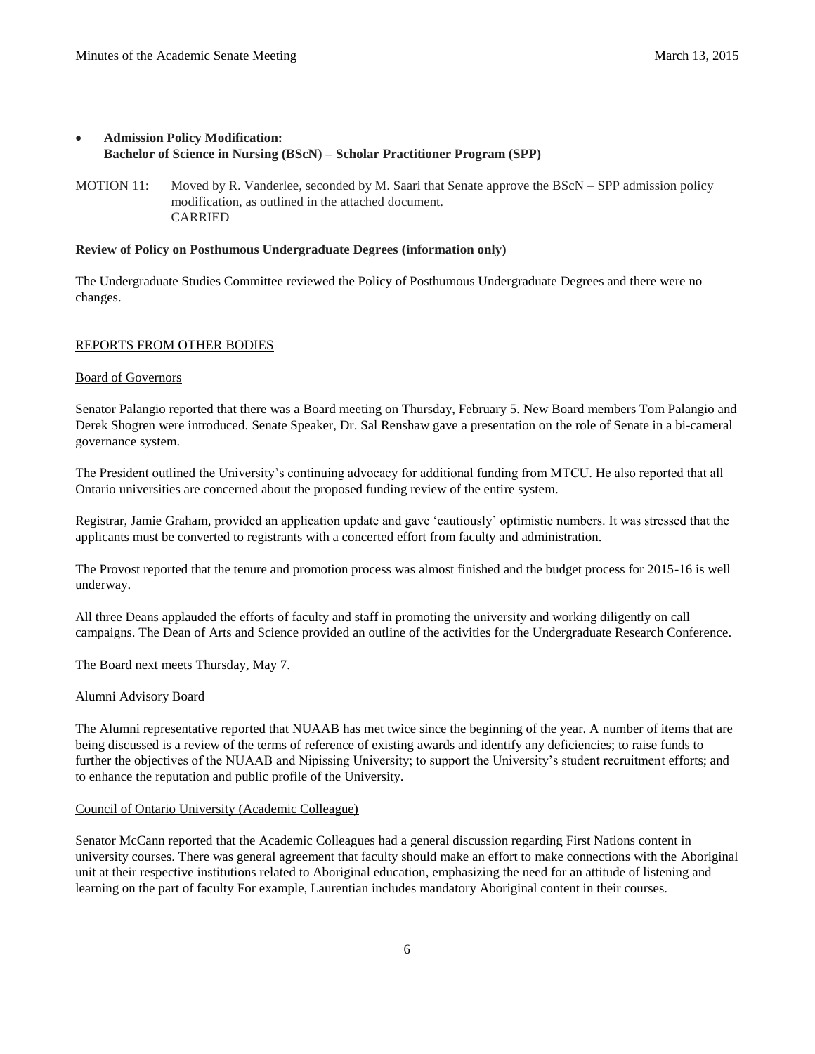- **Admission Policy Modification:**
  **Bachelor of Science in Nursing (BScN) – Scholar Practitioner Program (SPP)**

MOTION 11: Moved by R. Vanderlee, seconded by M. Saari that Senate approve the BScN – SPP admission policy modification, as outlined in the attached document.
CARRIED

**Review of Policy on Posthumous Undergraduate Degrees (information only)**

The Undergraduate Studies Committee reviewed the Policy of Posthumous Undergraduate Degrees and there were no changes.

## REPORTS FROM OTHER BODIES

### Board of Governors

Senator Palangio reported that there was a Board meeting on Thursday, February 5. New Board members Tom Palangio and Derek Shogren were introduced. Senate Speaker, Dr. Sal Renshaw gave a presentation on the role of Senate in a bi-cameral governance system.

The President outlined the University's continuing advocacy for additional funding from MTCU. He also reported that all Ontario universities are concerned about the proposed funding review of the entire system.

Registrar, Jamie Graham, provided an application update and gave 'cautiously' optimistic numbers. It was stressed that the applicants must be converted to registrants with a concerted effort from faculty and administration.

The Provost reported that the tenure and promotion process was almost finished and the budget process for 2015-16 is well underway.

All three Deans applauded the efforts of faculty and staff in promoting the university and working diligently on call campaigns. The Dean of Arts and Science provided an outline of the activities for the Undergraduate Research Conference.

The Board next meets Thursday, May 7.

### Alumni Advisory Board

The Alumni representative reported that NUAAB has met twice since the beginning of the year. A number of items that are being discussed is a review of the terms of reference of existing awards and identify any deficiencies; to raise funds to further the objectives of the NUAAB and Nipissing University; to support the University's student recruitment efforts; and to enhance the reputation and public profile of the University.

### Council of Ontario University (Academic Colleague)

Senator McCann reported that the Academic Colleagues had a general discussion regarding First Nations content in university courses. There was general agreement that faculty should make an effort to make connections with the Aboriginal unit at their respective institutions related to Aboriginal education, emphasizing the need for an attitude of listening and learning on the part of faculty For example, Laurentian includes mandatory Aboriginal content in their courses.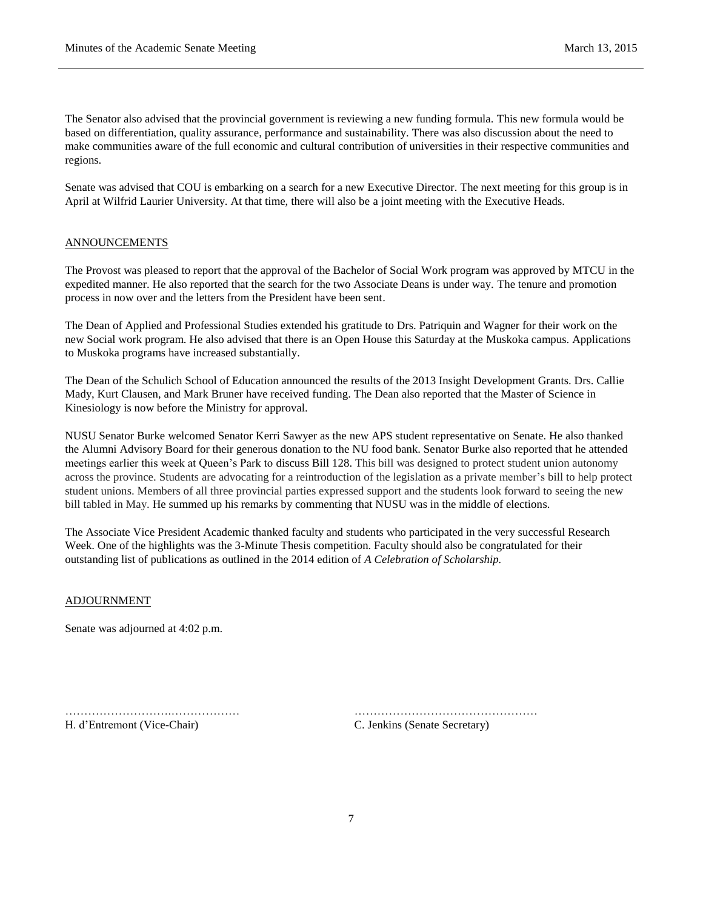The Senator also advised that the provincial government is reviewing a new funding formula. This new formula would be based on differentiation, quality assurance, performance and sustainability. There was also discussion about the need to make communities aware of the full economic and cultural contribution of universities in their respective communities and regions.

Senate was advised that COU is embarking on a search for a new Executive Director. The next meeting for this group is in April at Wilfrid Laurier University. At that time, there will also be a joint meeting with the Executive Heads.

## ANNOUNCEMENTS

The Provost was pleased to report that the approval of the Bachelor of Social Work program was approved by MTCU in the expedited manner. He also reported that the search for the two Associate Deans is under way. The tenure and promotion process in now over and the letters from the President have been sent.

The Dean of Applied and Professional Studies extended his gratitude to Drs. Patriquin and Wagner for their work on the new Social work program. He also advised that there is an Open House this Saturday at the Muskoka campus. Applications to Muskoka programs have increased substantially.

The Dean of the Schulich School of Education announced the results of the 2013 Insight Development Grants. Drs. Callie Mady, Kurt Clausen, and Mark Bruner have received funding. The Dean also reported that the Master of Science in Kinesiology is now before the Ministry for approval.

NUSU Senator Burke welcomed Senator Kerri Sawyer as the new APS student representative on Senate. He also thanked the Alumni Advisory Board for their generous donation to the NU food bank. Senator Burke also reported that he attended meetings earlier this week at Queen's Park to discuss Bill 128. This bill was designed to protect student union autonomy across the province. Students are advocating for a reintroduction of the legislation as a private member's bill to help protect student unions. Members of all three provincial parties expressed support and the students look forward to seeing the new bill tabled in May. He summed up his remarks by commenting that NUSU was in the middle of elections.

The Associate Vice President Academic thanked faculty and students who participated in the very successful Research Week. One of the highlights was the 3-Minute Thesis competition. Faculty should also be congratulated for their outstanding list of publications as outlined in the 2014 edition of *A Celebration of Scholarship.*

## ADJOURNMENT

Senate was adjourned at 4:02 p.m.

……………………..………………
H. d'Entremont (Vice-Chair)

…………………………………………
C. Jenkins (Senate Secretary)